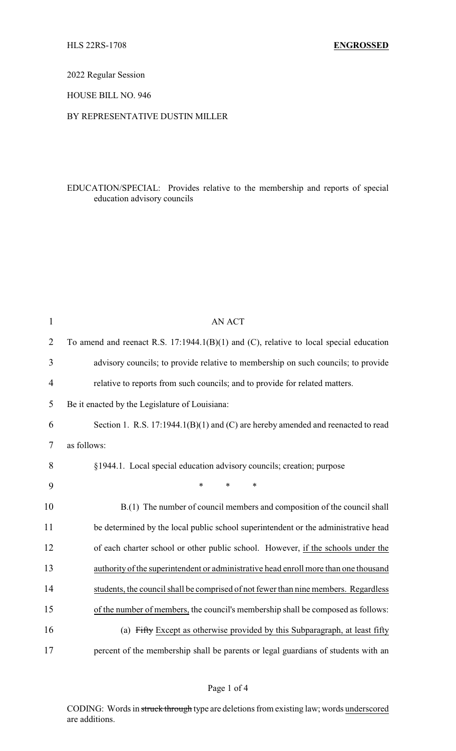HLS 22RS-1708 **ENGROSSED**

2022 Regular Session

HOUSE BILL NO. 946

BY REPRESENTATIVE DUSTIN MILLER

EDUCATION/SPECIAL: Provides relative to the membership and reports of special education advisory councils

AN ACT

To amend and reenact R.S. 17:1944.1(B)(1) and (C), relative to local special education advisory councils; to provide relative to membership on such councils; to provide relative to reports from such councils; and to provide for related matters.

Be it enacted by the Legislature of Louisiana:

Section 1. R.S. 17:1944.1(B)(1) and (C) are hereby amended and reenacted to read as follows:

§1944.1. Local special education advisory councils; creation; purpose

\* \* \*

B.(1) The number of council members and composition of the council shall be determined by the local public school superintendent or the administrative head of each charter school or other public school. However, <u>if the schools under the authority of the superintendent or administrative head enroll more than one thousand students, the council shall be comprised of not fewer than nine members. Regardless of the number of members,</u> the council's membership shall be composed as follows:

(a) ~~Fifty~~ <u>Except as otherwise provided by this Subparagraph, at least fifty</u> percent of the membership shall be parents or legal guardians of students with an

CODING: Words in ~~struck through~~ type are deletions from existing law; words <u>underscored</u> are additions.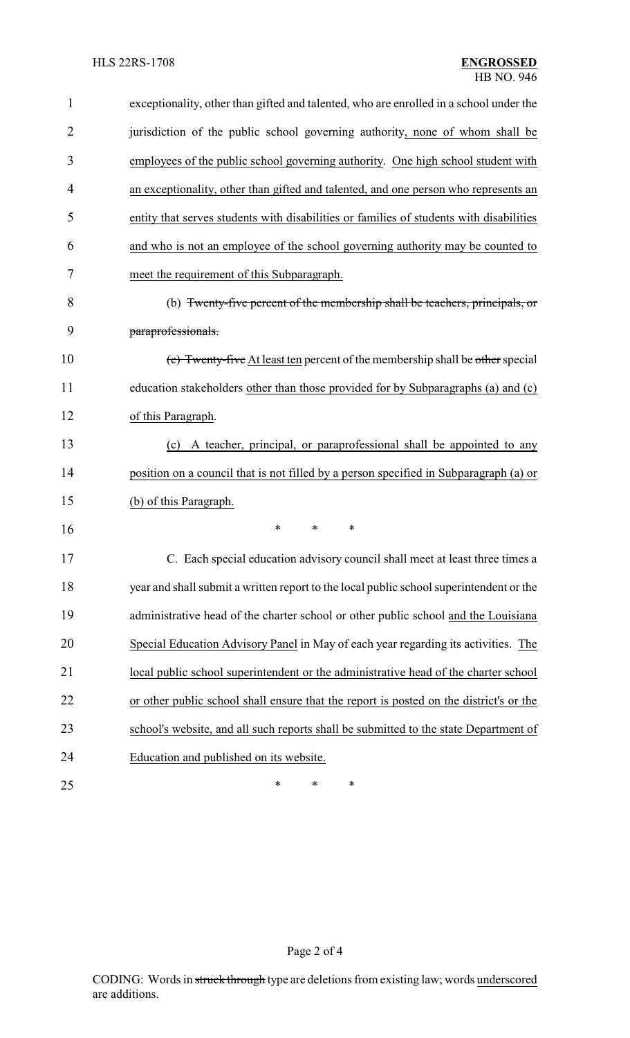exceptionality, other than gifted and talented, who are enrolled in a school under the jurisdiction of the public school governing authority, none of whom shall be employees of the public school governing authority. One high school student with an exceptionality, other than gifted and talented, and one person who represents an entity that serves students with disabilities or families of students with disabilities and who is not an employee of the school governing authority may be counted to meet the requirement of this Subparagraph.

(b) ~~Twenty-five percent of the membership shall be teachers, principals, or paraprofessionals.~~

~~(c) Twenty-five~~ At least ten percent of the membership shall be ~~other~~ special education stakeholders other than those provided for by Subparagraphs (a) and (c) of this Paragraph.

(c) A teacher, principal, or paraprofessional shall be appointed to any position on a council that is not filled by a person specified in Subparagraph (a) or (b) of this Paragraph.

\* \* \*

C. Each special education advisory council shall meet at least three times a year and shall submit a written report to the local public school superintendent or the administrative head of the charter school or other public school and the Louisiana Special Education Advisory Panel in May of each year regarding its activities. The local public school superintendent or the administrative head of the charter school or other public school shall ensure that the report is posted on the district's or the school's website, and all such reports shall be submitted to the state Department of Education and published on its website.

\* \* \*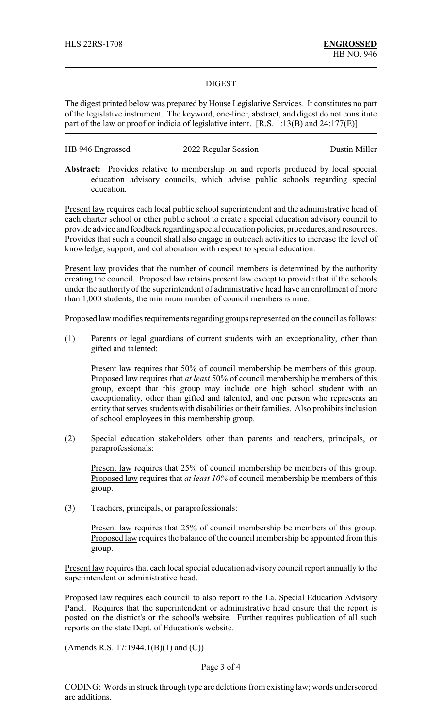HLS 22RS-1708 **ENGROSSED**
HB NO. 946

## DIGEST

The digest printed below was prepared by House Legislative Services. It constitutes no part of the legislative instrument. The keyword, one-liner, abstract, and digest do not constitute part of the law or proof or indicia of legislative intent. [R.S. 1:13(B) and 24:177(E)]

HB 946 Engrossed 2022 Regular Session Dustin Miller

**Abstract:** Provides relative to membership on and reports produced by local special education advisory councils, which advise public schools regarding special education.

Present law requires each local public school superintendent and the administrative head of each charter school or other public school to create a special education advisory council to provide advice and feedback regarding special education policies, procedures, and resources. Provides that such a council shall also engage in outreach activities to increase the level of knowledge, support, and collaboration with respect to special education.

Present law provides that the number of council members is determined by the authority creating the council. Proposed law retains present law except to provide that if the schools under the authority of the superintendent of administrative head have an enrollment of more than 1,000 students, the minimum number of council members is nine.

Proposed law modifies requirements regarding groups represented on the council as follows:

(1) Parents or legal guardians of current students with an exceptionality, other than gifted and talented:

Present law requires that 50% of council membership be members of this group. Proposed law requires that *at least* 50% of council membership be members of this group, except that this group may include one high school student with an exceptionality, other than gifted and talented, and one person who represents an entity that serves students with disabilities or their families. Also prohibits inclusion of school employees in this membership group.

(2) Special education stakeholders other than parents and teachers, principals, or paraprofessionals:

Present law requires that 25% of council membership be members of this group. Proposed law requires that *at least 10%* of council membership be members of this group.

(3) Teachers, principals, or paraprofessionals:

Present law requires that 25% of council membership be members of this group. Proposed law requires the balance of the council membership be appointed from this group.

Present law requires that each local special education advisory council report annually to the superintendent or administrative head.

Proposed law requires each council to also report to the La. Special Education Advisory Panel. Requires that the superintendent or administrative head ensure that the report is posted on the district's or the school's website. Further requires publication of all such reports on the state Dept. of Education's website.

(Amends R.S. 17:1944.1(B)(1) and (C))

CODING: Words in ~~struck through~~ type are deletions from existing law; words underscored are additions.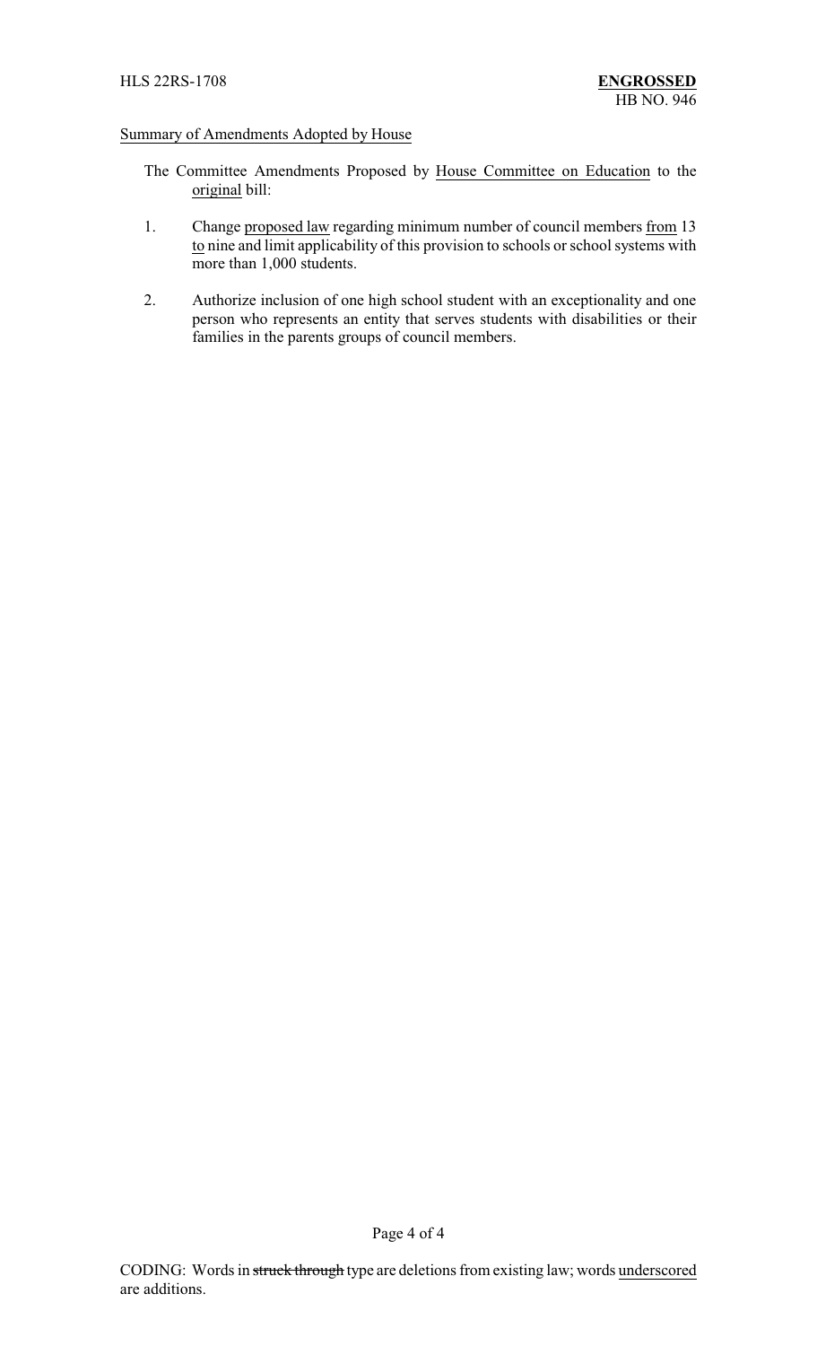Summary of Amendments Adopted by House

The Committee Amendments Proposed by House Committee on Education to the original bill:

1. Change proposed law regarding minimum number of council members from 13 to nine and limit applicability of this provision to schools or school systems with more than 1,000 students.

2. Authorize inclusion of one high school student with an exceptionality and one person who represents an entity that serves students with disabilities or their families in the parents groups of council members.